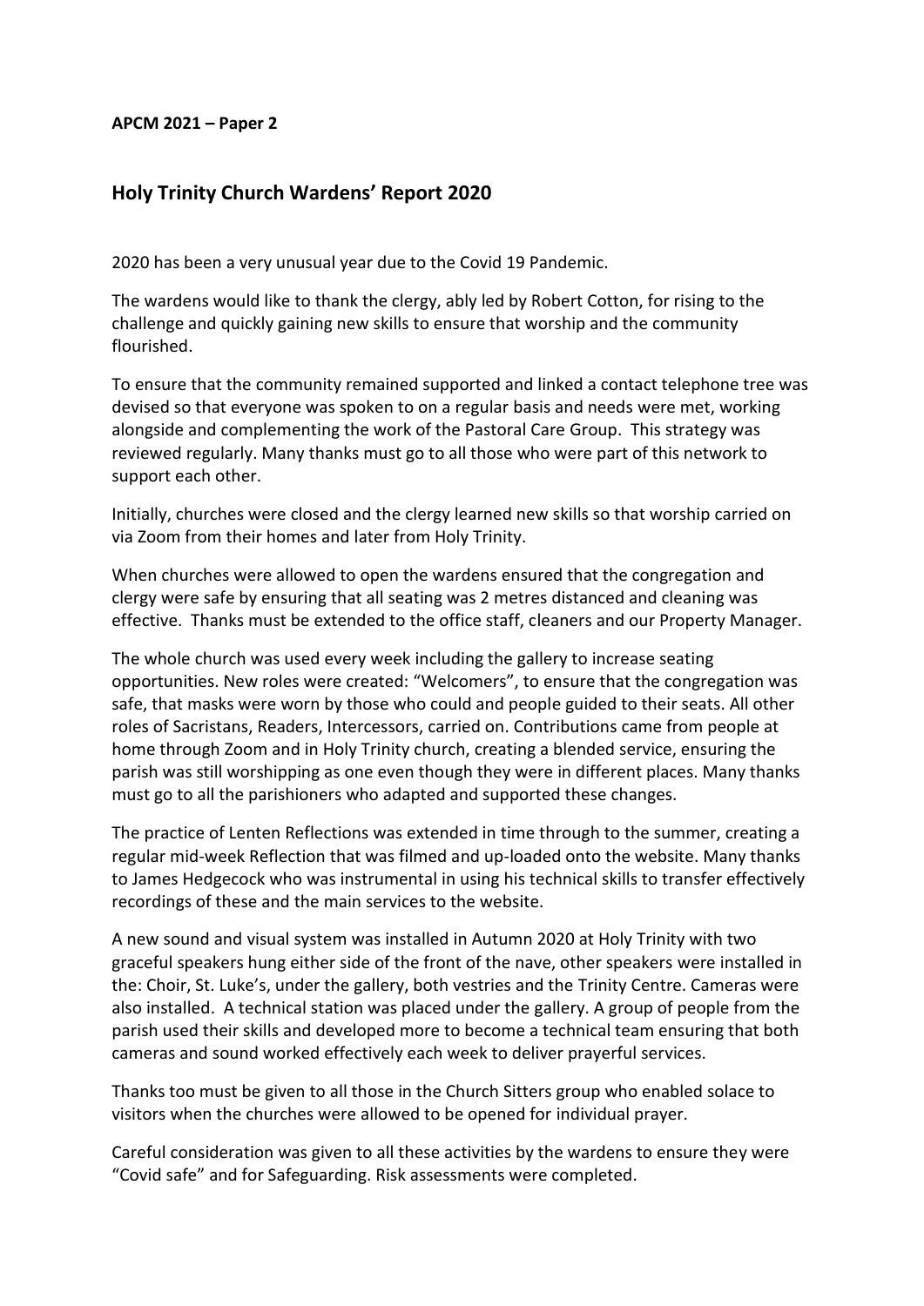**APCM 2021 – Paper 2**

## Holy Trinity Church Wardens' Report 2020

2020 has been a very unusual year due to the Covid 19 Pandemic.

The wardens would like to thank the clergy, ably led by Robert Cotton, for rising to the challenge and quickly gaining new skills to ensure that worship and the community flourished.

To ensure that the community remained supported and linked a contact telephone tree was devised so that everyone was spoken to on a regular basis and needs were met, working alongside and complementing the work of the Pastoral Care Group. This strategy was reviewed regularly. Many thanks must go to all those who were part of this network to support each other.

Initially, churches were closed and the clergy learned new skills so that worship carried on via Zoom from their homes and later from Holy Trinity.

When churches were allowed to open the wardens ensured that the congregation and clergy were safe by ensuring that all seating was 2 metres distanced and cleaning was effective. Thanks must be extended to the office staff, cleaners and our Property Manager.

The whole church was used every week including the gallery to increase seating opportunities. New roles were created: "Welcomers", to ensure that the congregation was safe, that masks were worn by those who could and people guided to their seats. All other roles of Sacristans, Readers, Intercessors, carried on. Contributions came from people at home through Zoom and in Holy Trinity church, creating a blended service, ensuring the parish was still worshipping as one even though they were in different places. Many thanks must go to all the parishioners who adapted and supported these changes.

The practice of Lenten Reflections was extended in time through to the summer, creating a regular mid-week Reflection that was filmed and up-loaded onto the website. Many thanks to James Hedgecock who was instrumental in using his technical skills to transfer effectively recordings of these and the main services to the website.

A new sound and visual system was installed in Autumn 2020 at Holy Trinity with two graceful speakers hung either side of the front of the nave, other speakers were installed in the: Choir, St. Luke's, under the gallery, both vestries and the Trinity Centre. Cameras were also installed. A technical station was placed under the gallery. A group of people from the parish used their skills and developed more to become a technical team ensuring that both cameras and sound worked effectively each week to deliver prayerful services.

Thanks too must be given to all those in the Church Sitters group who enabled solace to visitors when the churches were allowed to be opened for individual prayer.

Careful consideration was given to all these activities by the wardens to ensure they were "Covid safe" and for Safeguarding. Risk assessments were completed.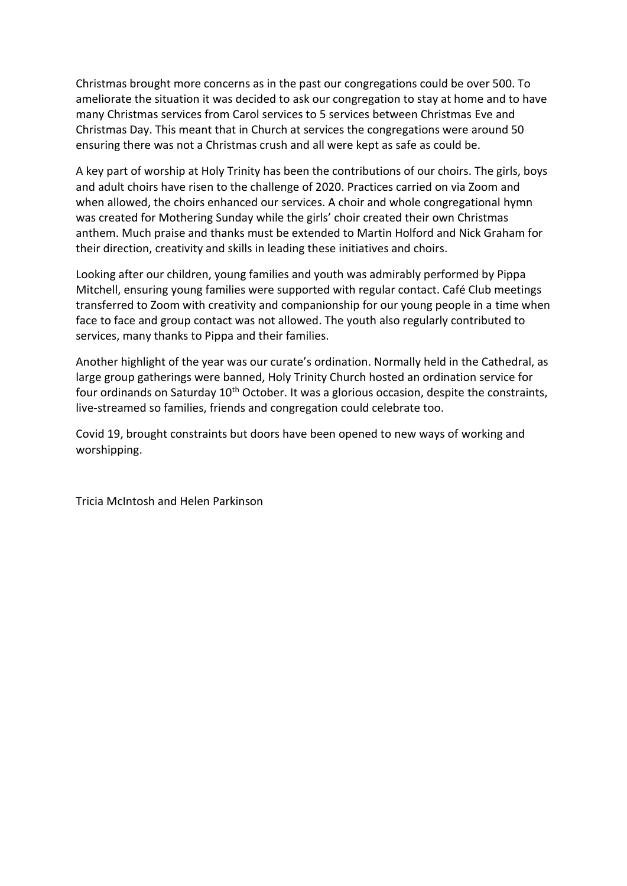Christmas brought more concerns as in the past our congregations could be over 500. To ameliorate the situation it was decided to ask our congregation to stay at home and to have many Christmas services from Carol services to 5 services between Christmas Eve and Christmas Day. This meant that in Church at services the congregations were around 50 ensuring there was not a Christmas crush and all were kept as safe as could be.

A key part of worship at Holy Trinity has been the contributions of our choirs. The girls, boys and adult choirs have risen to the challenge of 2020. Practices carried on via Zoom and when allowed, the choirs enhanced our services. A choir and whole congregational hymn was created for Mothering Sunday while the girls' choir created their own Christmas anthem. Much praise and thanks must be extended to Martin Holford and Nick Graham for their direction, creativity and skills in leading these initiatives and choirs.

Looking after our children, young families and youth was admirably performed by Pippa Mitchell, ensuring young families were supported with regular contact. Café Club meetings transferred to Zoom with creativity and companionship for our young people in a time when face to face and group contact was not allowed. The youth also regularly contributed to services, many thanks to Pippa and their families.

Another highlight of the year was our curate's ordination. Normally held in the Cathedral, as large group gatherings were banned, Holy Trinity Church hosted an ordination service for four ordinands on Saturday 10th October. It was a glorious occasion, despite the constraints, live-streamed so families, friends and congregation could celebrate too.

Covid 19, brought constraints but doors have been opened to new ways of working and worshipping.

Tricia McIntosh and Helen Parkinson